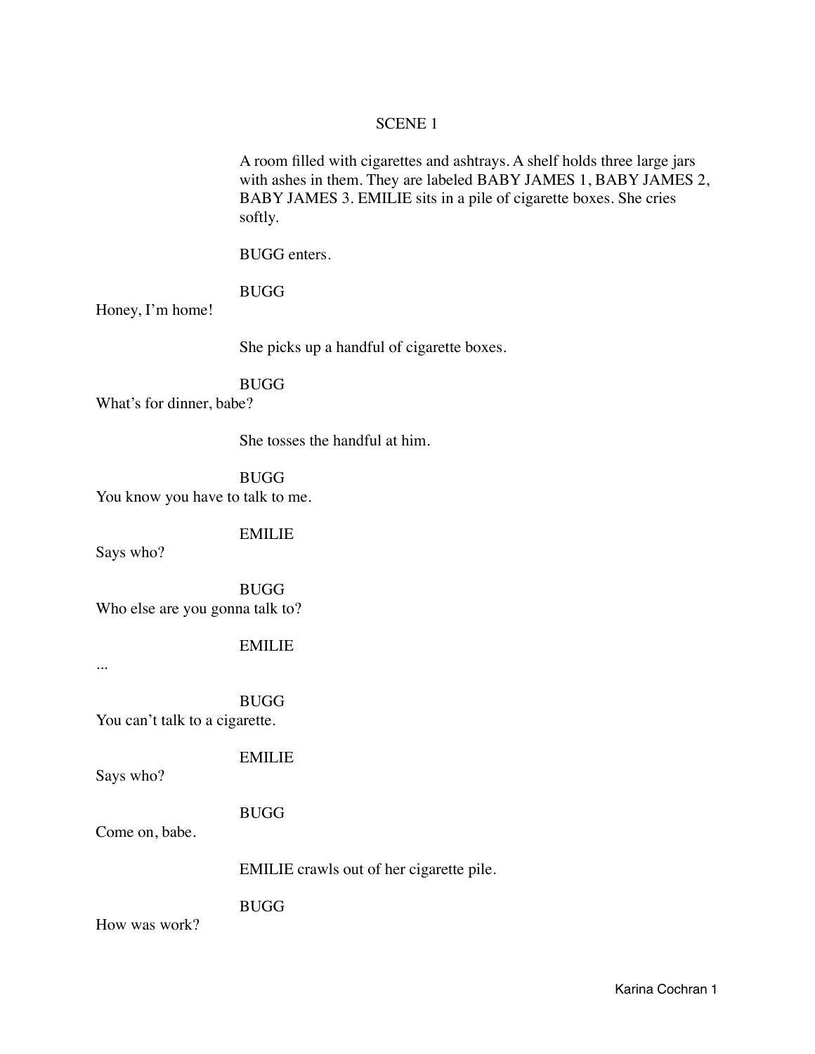## SCENE 1

A room filled with cigarettes and ashtrays. A shelf holds three large jars with ashes in them. They are labeled BABY JAMES 1, BABY JAMES 2, BABY JAMES 3. EMILIE sits in a pile of cigarette boxes. She cries softly.

BUGG enters.

BUGG

Honey, I'm home!

She picks up a handful of cigarette boxes.

BUGG

What's for dinner, babe?

She tosses the handful at him.

BUGG

You know you have to talk to me.

EMILIE

Says who?

BUGG

Who else are you gonna talk to?

EMILIE

...

BUGG

You can't talk to a cigarette.

EMILIE

Says who?

BUGG

Come on, babe.

EMILIE crawls out of her cigarette pile.

BUGG

How was work?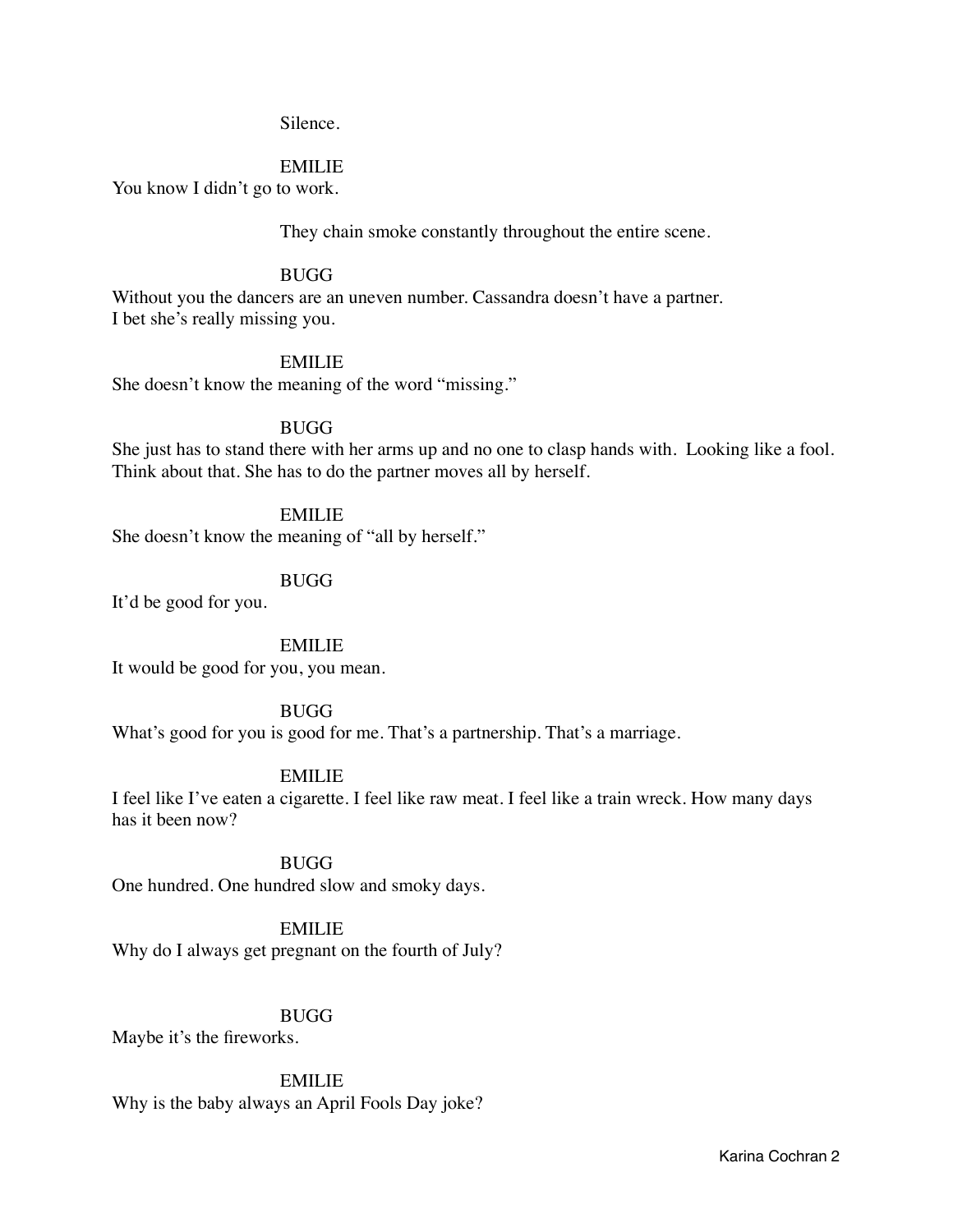Silence.

EMILIE

You know I didn't go to work.

They chain smoke constantly throughout the entire scene.

BUGG

Without you the dancers are an uneven number. Cassandra doesn't have a partner. I bet she's really missing you.

EMILIE

She doesn't know the meaning of the word "missing."

BUGG

She just has to stand there with her arms up and no one to clasp hands with. Looking like a fool. Think about that. She has to do the partner moves all by herself.

EMILIE

She doesn't know the meaning of "all by herself."

BUGG

It'd be good for you.

EMILIE

It would be good for you, you mean.

BUGG

What's good for you is good for me. That's a partnership. That's a marriage.

EMILIE

I feel like I've eaten a cigarette. I feel like raw meat. I feel like a train wreck. How many days has it been now?

BUGG

One hundred. One hundred slow and smoky days.

EMILIE

Why do I always get pregnant on the fourth of July?

BUGG

Maybe it's the fireworks.

EMILIE

Why is the baby always an April Fools Day joke?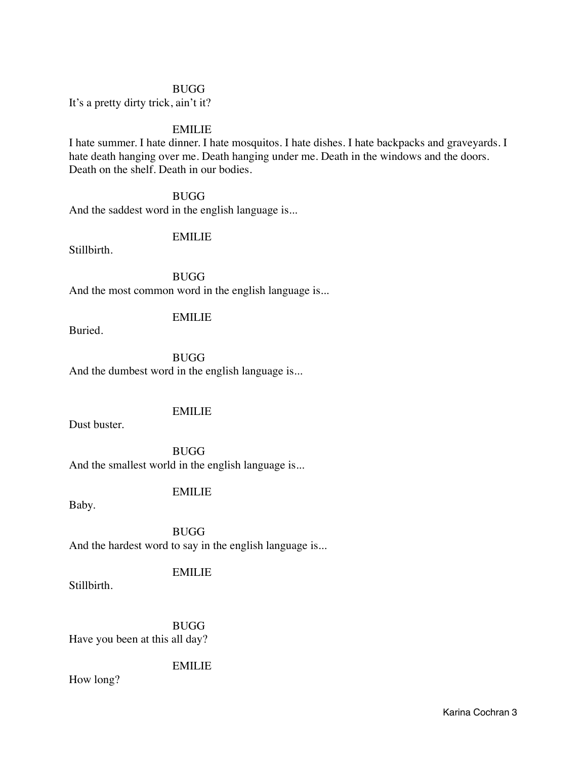BUGG

It's a pretty dirty trick, ain't it?

EMILIE

I hate summer. I hate dinner. I hate mosquitos. I hate dishes. I hate backpacks and graveyards. I hate death hanging over me. Death hanging under me. Death in the windows and the doors. Death on the shelf. Death in our bodies.

BUGG

And the saddest word in the english language is...

EMILIE

Stillbirth.

BUGG

And the most common word in the english language is...

EMILIE

Buried.

BUGG

And the dumbest word in the english language is...

EMILIE

Dust buster.

BUGG

And the smallest world in the english language is...

EMILIE

Baby.

BUGG

And the hardest word to say in the english language is...

EMILIE

Stillbirth.

BUGG

Have you been at this all day?

EMILIE

How long?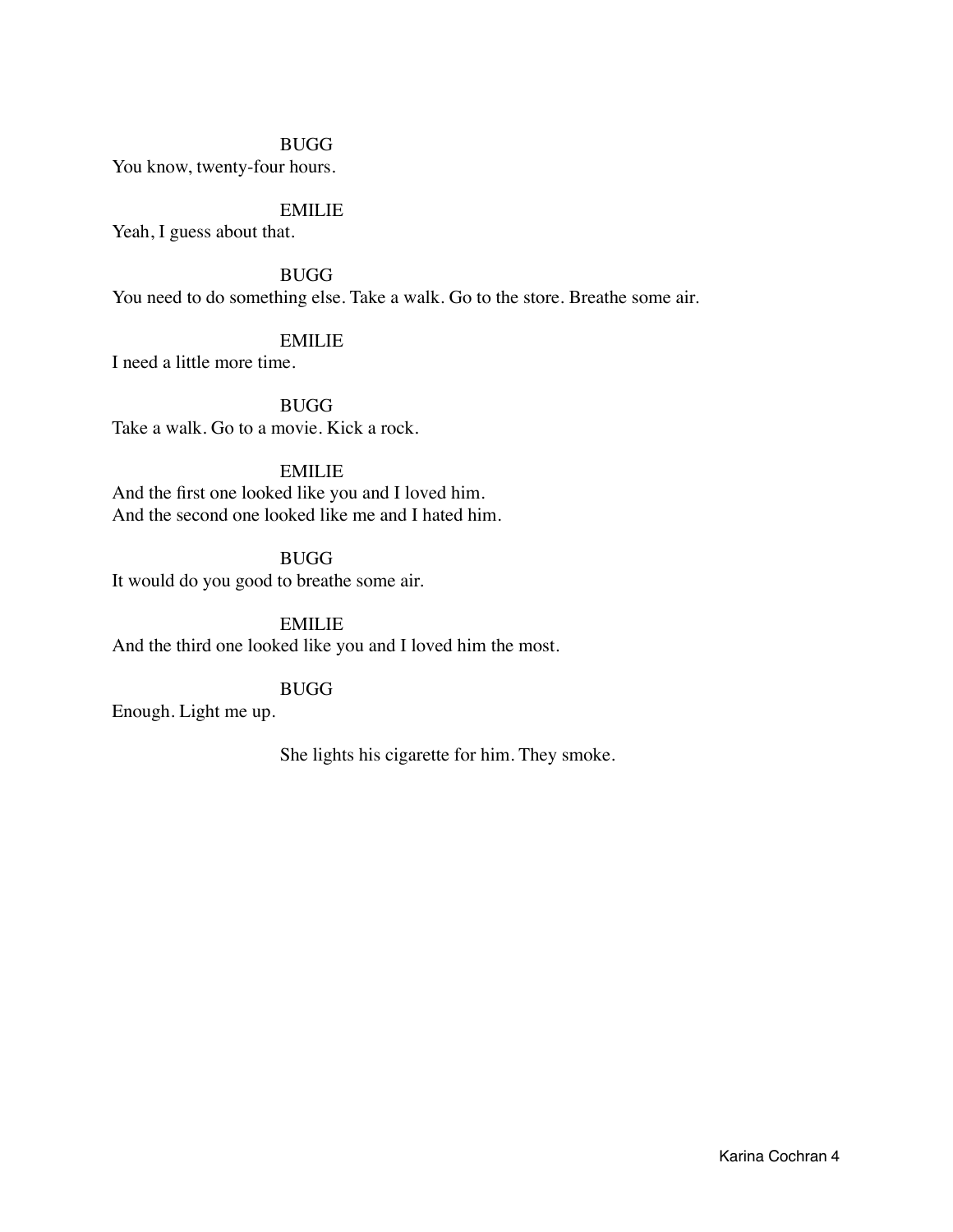BUGG

You know, twenty-four hours.

EMILIE

Yeah, I guess about that.

BUGG

You need to do something else. Take a walk. Go to the store. Breathe some air.

EMILIE

I need a little more time.

BUGG

Take a walk. Go to a movie. Kick a rock.

EMILIE

And the first one looked like you and I loved him.
And the second one looked like me and I hated him.

BUGG

It would do you good to breathe some air.

EMILIE

And the third one looked like you and I loved him the most.

BUGG

Enough. Light me up.

*She lights his cigarette for him. They smoke.*